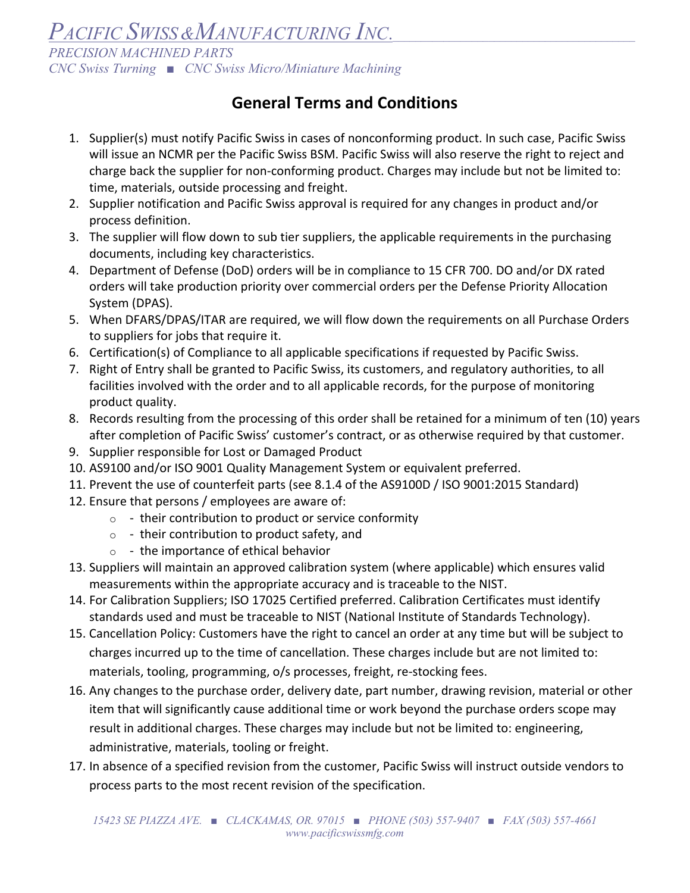# PACIFIC SWISS & MANUFACTURING INC.

*PRECISION MACHINED PARTS*
*CNC Swiss Turning ■ CNC Swiss Micro/Miniature Machining*

## General Terms and Conditions

1. Supplier(s) must notify Pacific Swiss in cases of nonconforming product. In such case, Pacific Swiss will issue an NCMR per the Pacific Swiss BSM. Pacific Swiss will also reserve the right to reject and charge back the supplier for non-conforming product. Charges may include but not be limited to: time, materials, outside processing and freight.
2. Supplier notification and Pacific Swiss approval is required for any changes in product and/or process definition.
3. The supplier will flow down to sub tier suppliers, the applicable requirements in the purchasing documents, including key characteristics.
4. Department of Defense (DoD) orders will be in compliance to 15 CFR 700. DO and/or DX rated orders will take production priority over commercial orders per the Defense Priority Allocation System (DPAS).
5. When DFARS/DPAS/ITAR are required, we will flow down the requirements on all Purchase Orders to suppliers for jobs that require it.
6. Certification(s) of Compliance to all applicable specifications if requested by Pacific Swiss.
7. Right of Entry shall be granted to Pacific Swiss, its customers, and regulatory authorities, to all facilities involved with the order and to all applicable records, for the purpose of monitoring product quality.
8. Records resulting from the processing of this order shall be retained for a minimum of ten (10) years after completion of Pacific Swiss' customer's contract, or as otherwise required by that customer.
9. Supplier responsible for Lost or Damaged Product
10. AS9100 and/or ISO 9001 Quality Management System or equivalent preferred.
11. Prevent the use of counterfeit parts (see 8.1.4 of the AS9100D / ISO 9001:2015 Standard)
12. Ensure that persons / employees are aware of:
    - - their contribution to product or service conformity
    - - their contribution to product safety, and
    - - the importance of ethical behavior
13. Suppliers will maintain an approved calibration system (where applicable) which ensures valid measurements within the appropriate accuracy and is traceable to the NIST.
14. For Calibration Suppliers; ISO 17025 Certified preferred. Calibration Certificates must identify standards used and must be traceable to NIST (National Institute of Standards Technology).
15. Cancellation Policy: Customers have the right to cancel an order at any time but will be subject to charges incurred up to the time of cancellation. These charges include but are not limited to: materials, tooling, programming, o/s processes, freight, re-stocking fees.
16. Any changes to the purchase order, delivery date, part number, drawing revision, material or other item that will significantly cause additional time or work beyond the purchase orders scope may result in additional charges. These charges may include but not be limited to: engineering, administrative, materials, tooling or freight.
17. In absence of a specified revision from the customer, Pacific Swiss will instruct outside vendors to process parts to the most recent revision of the specification.

*15423 SE PIAZZA AVE. ■ CLACKAMAS, OR. 97015 ■ PHONE (503) 557-9407 ■ FAX (503) 557-4661*
*www.pacificswissmfg.com*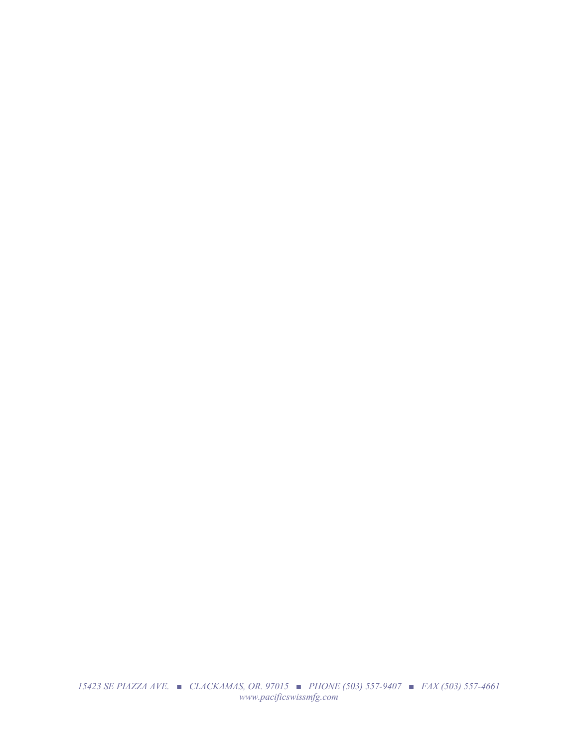*15423 SE PIAZZA AVE. ■ CLACKAMAS, OR. 97015 ■ PHONE (503) 557-9407 ■ FAX (503) 557-4661*
*www.pacificswissmfg.com*